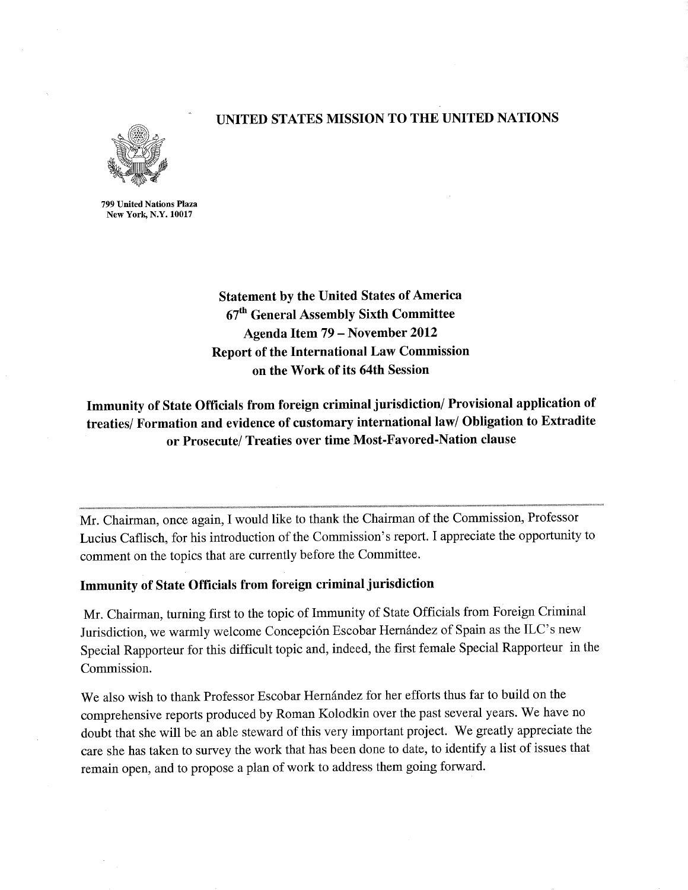# UNITED STATES MISSION TO THE UNITED NATIONS

799 United Nations Plaza
New York, N.Y. 10017

## Statement by the United States of America
## 67th General Assembly Sixth Committee
## Agenda Item 79 – November 2012
## Report of the International Law Commission on the Work of its 64th Session

## Immunity of State Officials from foreign criminal jurisdiction/ Provisional application of treaties/ Formation and evidence of customary international law/ Obligation to Extradite or Prosecute/ Treaties over time Most-Favored-Nation clause

---

Mr. Chairman, once again, I would like to thank the Chairman of the Commission, Professor Lucius Caflisch, for his introduction of the Commission's report. I appreciate the opportunity to comment on the topics that are currently before the Committee.

### Immunity of State Officials from foreign criminal jurisdiction

Mr. Chairman, turning first to the topic of Immunity of State Officials from Foreign Criminal Jurisdiction, we warmly welcome Concepción Escobar Hernández of Spain as the ILC's new Special Rapporteur for this difficult topic and, indeed, the first female Special Rapporteur in the Commission.

We also wish to thank Professor Escobar Hernández for her efforts thus far to build on the comprehensive reports produced by Roman Kolodkin over the past several years. We have no doubt that she will be an able steward of this very important project. We greatly appreciate the care she has taken to survey the work that has been done to date, to identify a list of issues that remain open, and to propose a plan of work to address them going forward.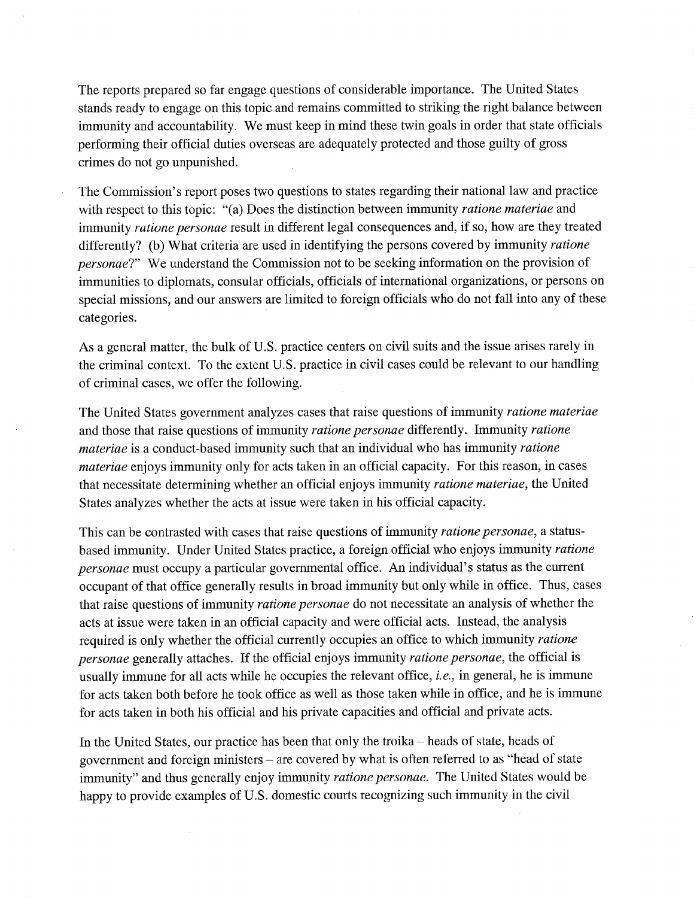The reports prepared so far engage questions of considerable importance. The United States stands ready to engage on this topic and remains committed to striking the right balance between immunity and accountability. We must keep in mind these twin goals in order that state officials performing their official duties overseas are adequately protected and those guilty of gross crimes do not go unpunished.

The Commission's report poses two questions to states regarding their national law and practice with respect to this topic: "(a) Does the distinction between immunity *ratione materiae* and immunity *ratione personae* result in different legal consequences and, if so, how are they treated differently? (b) What criteria are used in identifying the persons covered by immunity *ratione personae*?" We understand the Commission not to be seeking information on the provision of immunities to diplomats, consular officials, officials of international organizations, or persons on special missions, and our answers are limited to foreign officials who do not fall into any of these categories.

As a general matter, the bulk of U.S. practice centers on civil suits and the issue arises rarely in the criminal context. To the extent U.S. practice in civil cases could be relevant to our handling of criminal cases, we offer the following.

The United States government analyzes cases that raise questions of immunity *ratione materiae* and those that raise questions of immunity *ratione personae* differently. Immunity *ratione materiae* is a conduct-based immunity such that an individual who has immunity *ratione materiae* enjoys immunity only for acts taken in an official capacity. For this reason, in cases that necessitate determining whether an official enjoys immunity *ratione materiae*, the United States analyzes whether the acts at issue were taken in his official capacity.

This can be contrasted with cases that raise questions of immunity *ratione personae*, a status-based immunity. Under United States practice, a foreign official who enjoys immunity *ratione personae* must occupy a particular governmental office. An individual's status as the current occupant of that office generally results in broad immunity but only while in office. Thus, cases that raise questions of immunity *ratione personae* do not necessitate an analysis of whether the acts at issue were taken in an official capacity and were official acts. Instead, the analysis required is only whether the official currently occupies an office to which immunity *ratione personae* generally attaches. If the official enjoys immunity *ratione personae*, the official is usually immune for all acts while he occupies the relevant office, *i.e.,* in general, he is immune for acts taken both before he took office as well as those taken while in office, and he is immune for acts taken in both his official and his private capacities and official and private acts.

In the United States, our practice has been that only the troika – heads of state, heads of government and foreign ministers – are covered by what is often referred to as "head of state immunity" and thus generally enjoy immunity *ratione personae*. The United States would be happy to provide examples of U.S. domestic courts recognizing such immunity in the civil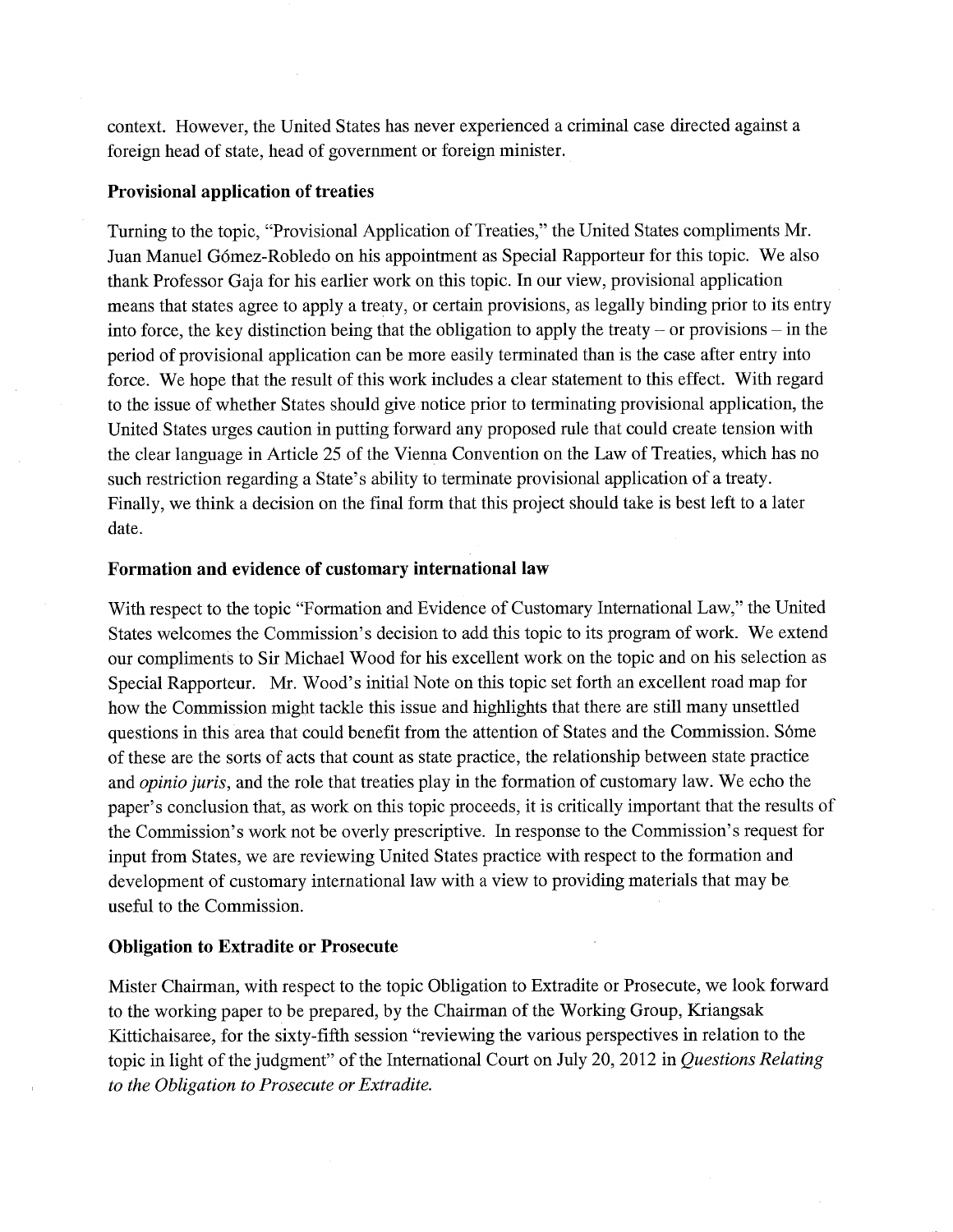context. However, the United States has never experienced a criminal case directed against a foreign head of state, head of government or foreign minister.

**Provisional application of treaties**

Turning to the topic, "Provisional Application of Treaties," the United States compliments Mr. Juan Manuel Gómez-Robledo on his appointment as Special Rapporteur for this topic. We also thank Professor Gaja for his earlier work on this topic. In our view, provisional application means that states agree to apply a treaty, or certain provisions, as legally binding prior to its entry into force, the key distinction being that the obligation to apply the treaty – or provisions – in the period of provisional application can be more easily terminated than is the case after entry into force. We hope that the result of this work includes a clear statement to this effect. With regard to the issue of whether States should give notice prior to terminating provisional application, the United States urges caution in putting forward any proposed rule that could create tension with the clear language in Article 25 of the Vienna Convention on the Law of Treaties, which has no such restriction regarding a State's ability to terminate provisional application of a treaty. Finally, we think a decision on the final form that this project should take is best left to a later date.

**Formation and evidence of customary international law**

With respect to the topic "Formation and Evidence of Customary International Law," the United States welcomes the Commission's decision to add this topic to its program of work. We extend our compliments to Sir Michael Wood for his excellent work on the topic and on his selection as Special Rapporteur. Mr. Wood's initial Note on this topic set forth an excellent road map for how the Commission might tackle this issue and highlights that there are still many unsettled questions in this area that could benefit from the attention of States and the Commission. Some of these are the sorts of acts that count as state practice, the relationship between state practice and *opinio juris*, and the role that treaties play in the formation of customary law. We echo the paper's conclusion that, as work on this topic proceeds, it is critically important that the results of the Commission's work not be overly prescriptive. In response to the Commission's request for input from States, we are reviewing United States practice with respect to the formation and development of customary international law with a view to providing materials that may be useful to the Commission.

**Obligation to Extradite or Prosecute**

Mister Chairman, with respect to the topic Obligation to Extradite or Prosecute, we look forward to the working paper to be prepared, by the Chairman of the Working Group, Kriangsak Kittichaisaree, for the sixty-fifth session "reviewing the various perspectives in relation to the topic in light of the judgment" of the International Court on July 20, 2012 in *Questions Relating to the Obligation to Prosecute or Extradite.*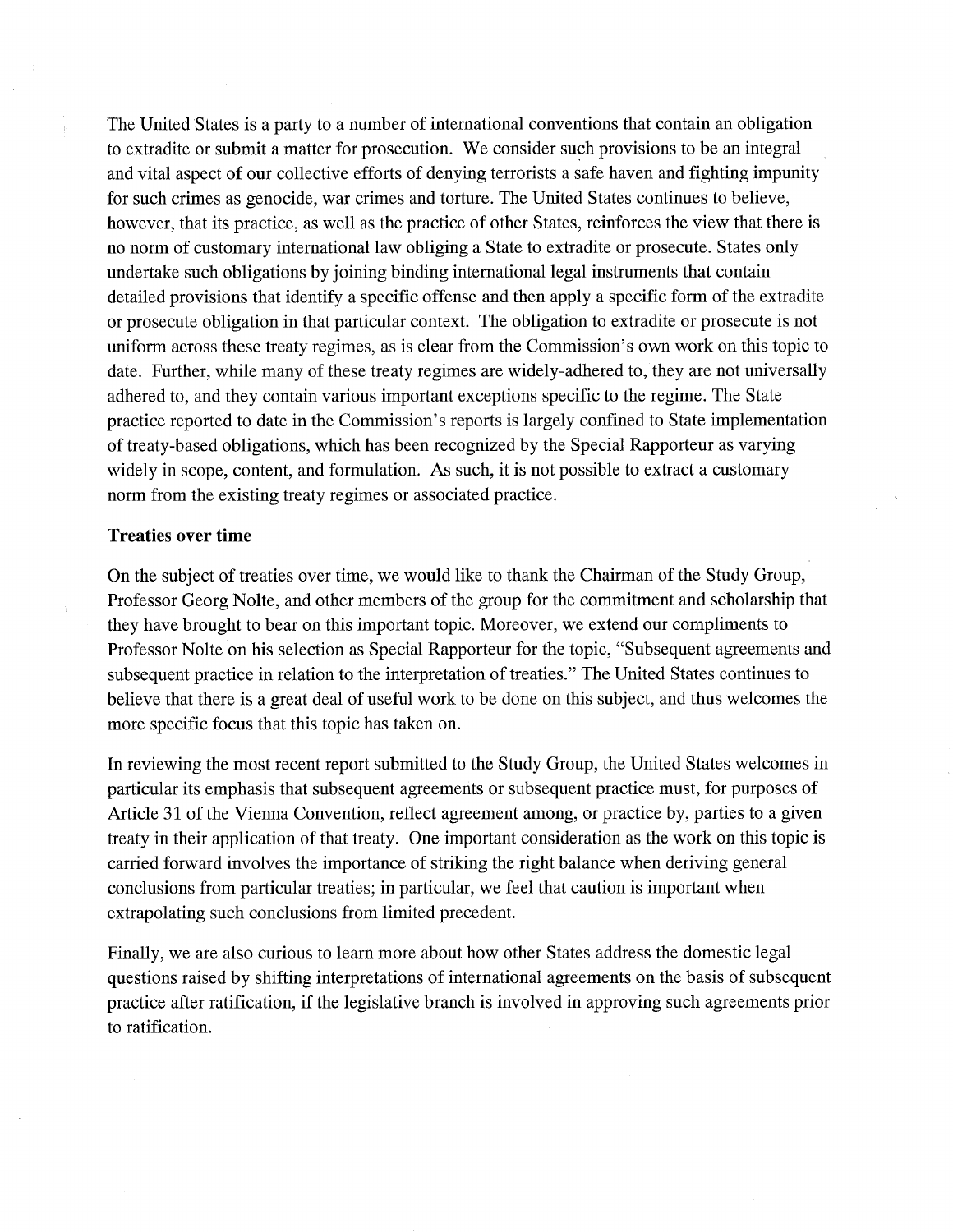The United States is a party to a number of international conventions that contain an obligation to extradite or submit a matter for prosecution. We consider such provisions to be an integral and vital aspect of our collective efforts of denying terrorists a safe haven and fighting impunity for such crimes as genocide, war crimes and torture. The United States continues to believe, however, that its practice, as well as the practice of other States, reinforces the view that there is no norm of customary international law obliging a State to extradite or prosecute. States only undertake such obligations by joining binding international legal instruments that contain detailed provisions that identify a specific offense and then apply a specific form of the extradite or prosecute obligation in that particular context. The obligation to extradite or prosecute is not uniform across these treaty regimes, as is clear from the Commission's own work on this topic to date. Further, while many of these treaty regimes are widely-adhered to, they are not universally adhered to, and they contain various important exceptions specific to the regime. The State practice reported to date in the Commission's reports is largely confined to State implementation of treaty-based obligations, which has been recognized by the Special Rapporteur as varying widely in scope, content, and formulation. As such, it is not possible to extract a customary norm from the existing treaty regimes or associated practice.

**Treaties over time**

On the subject of treaties over time, we would like to thank the Chairman of the Study Group, Professor Georg Nolte, and other members of the group for the commitment and scholarship that they have brought to bear on this important topic. Moreover, we extend our compliments to Professor Nolte on his selection as Special Rapporteur for the topic, "Subsequent agreements and subsequent practice in relation to the interpretation of treaties." The United States continues to believe that there is a great deal of useful work to be done on this subject, and thus welcomes the more specific focus that this topic has taken on.

In reviewing the most recent report submitted to the Study Group, the United States welcomes in particular its emphasis that subsequent agreements or subsequent practice must, for purposes of Article 31 of the Vienna Convention, reflect agreement among, or practice by, parties to a given treaty in their application of that treaty. One important consideration as the work on this topic is carried forward involves the importance of striking the right balance when deriving general conclusions from particular treaties; in particular, we feel that caution is important when extrapolating such conclusions from limited precedent.

Finally, we are also curious to learn more about how other States address the domestic legal questions raised by shifting interpretations of international agreements on the basis of subsequent practice after ratification, if the legislative branch is involved in approving such agreements prior to ratification.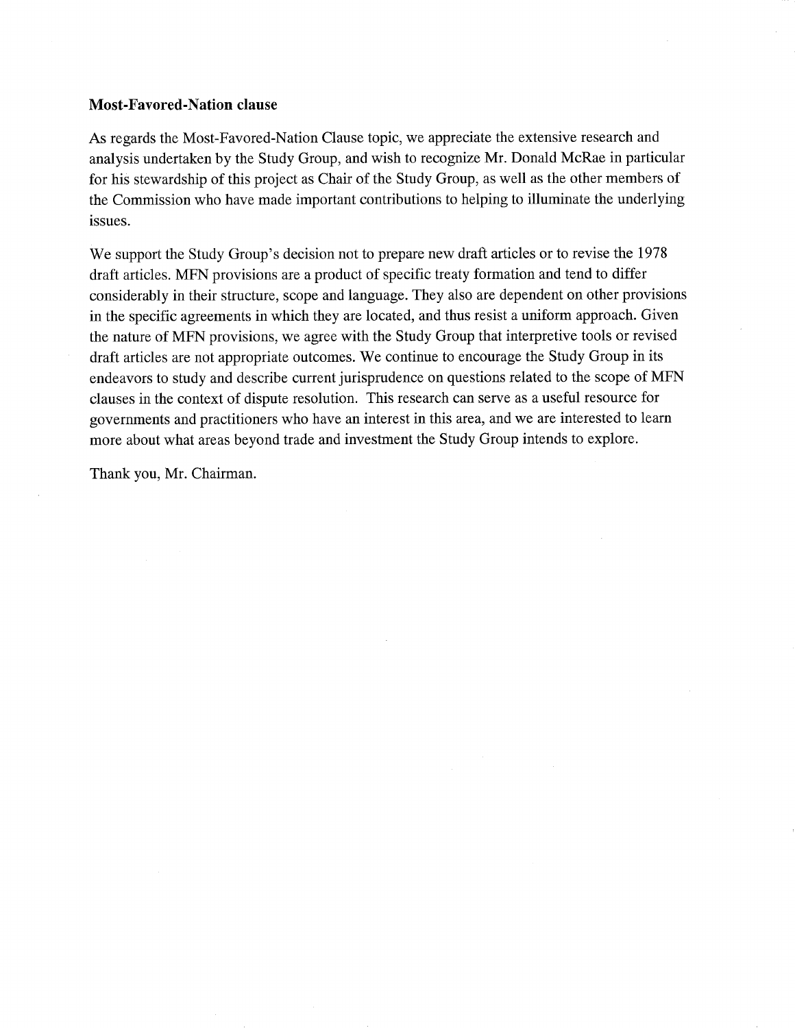**Most-Favored-Nation clause**

As regards the Most-Favored-Nation Clause topic, we appreciate the extensive research and analysis undertaken by the Study Group, and wish to recognize Mr. Donald McRae in particular for his stewardship of this project as Chair of the Study Group, as well as the other members of the Commission who have made important contributions to helping to illuminate the underlying issues.

We support the Study Group's decision not to prepare new draft articles or to revise the 1978 draft articles. MFN provisions are a product of specific treaty formation and tend to differ considerably in their structure, scope and language. They also are dependent on other provisions in the specific agreements in which they are located, and thus resist a uniform approach. Given the nature of MFN provisions, we agree with the Study Group that interpretive tools or revised draft articles are not appropriate outcomes. We continue to encourage the Study Group in its endeavors to study and describe current jurisprudence on questions related to the scope of MFN clauses in the context of dispute resolution. This research can serve as a useful resource for governments and practitioners who have an interest in this area, and we are interested to learn more about what areas beyond trade and investment the Study Group intends to explore.

Thank you, Mr. Chairman.